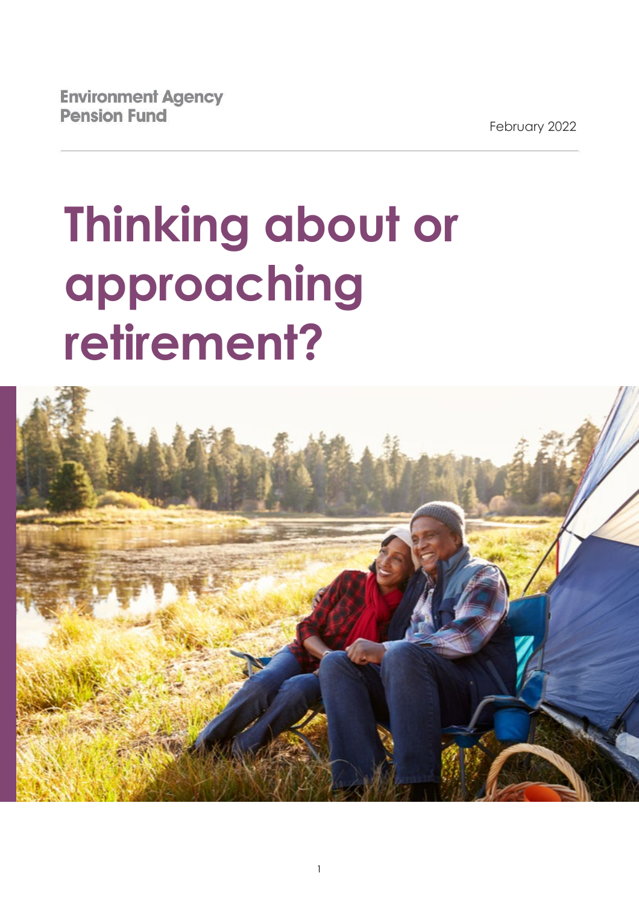Environment Agency
Pension Fund

February 2022

# Thinking about or approaching retirement?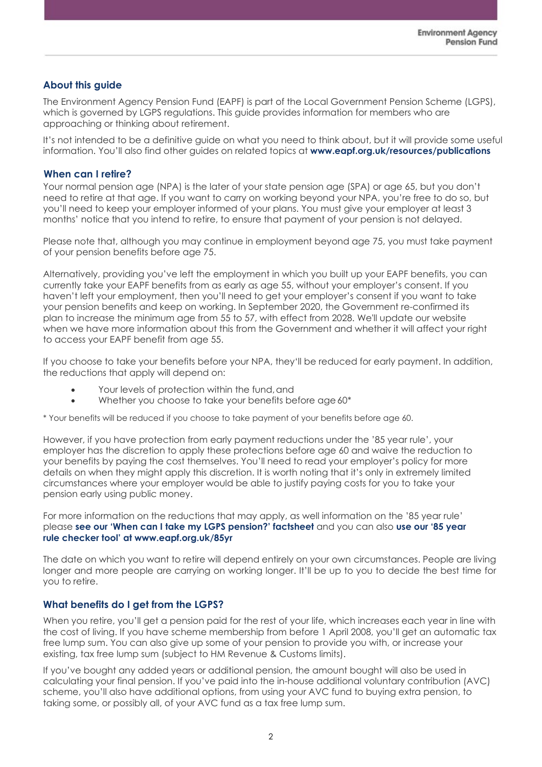## About this guide

The Environment Agency Pension Fund (EAPF) is part of the Local Government Pension Scheme (LGPS), which is governed by LGPS regulations. This guide provides information for members who are approaching or thinking about retirement.

It's not intended to be a definitive guide on what you need to think about, but it will provide some useful information. You'll also find other guides on related topics at **www.eapf.org.uk/resources/publications**

## When can I retire?

Your normal pension age (NPA) is the later of your state pension age (SPA) or age 65, but you don't need to retire at that age. If you want to carry on working beyond your NPA, you're free to do so, but you'll need to keep your employer informed of your plans. You must give your employer at least 3 months' notice that you intend to retire, to ensure that payment of your pension is not delayed.

Please note that, although you may continue in employment beyond age 75, you must take payment of your pension benefits before age 75.

Alternatively, providing you've left the employment in which you built up your EAPF benefits, you can currently take your EAPF benefits from as early as age 55, without your employer's consent. If you haven't left your employment, then you'll need to get your employer's consent if you want to take your pension benefits and keep on working. In September 2020, the Government re-confirmed its plan to increase the minimum age from 55 to 57, with effect from 2028. We'll update our website when we have more information about this from the Government and whether it will affect your right to access your EAPF benefit from age 55.

If you choose to take your benefits before your NPA, they'll be reduced for early payment. In addition, the reductions that apply will depend on:

- Your levels of protection within the fund, and
- Whether you choose to take your benefits before age 60*

\* Your benefits will be reduced if you choose to take payment of your benefits before age 60.

However, if you have protection from early payment reductions under the '85 year rule', your employer has the discretion to apply these protections before age 60 and waive the reduction to your benefits by paying the cost themselves. You'll need to read your employer's policy for more details on when they might apply this discretion. It is worth noting that it's only in extremely limited circumstances where your employer would be able to justify paying costs for you to take your pension early using public money.

For more information on the reductions that may apply, as well information on the '85 year rule' please **see our 'When can I take my LGPS pension?' factsheet** and you can also **use our '85 year rule checker tool' at www.eapf.org.uk/85yr**

The date on which you want to retire will depend entirely on your own circumstances. People are living longer and more people are carrying on working longer. It'll be up to you to decide the best time for you to retire.

## What benefits do I get from the LGPS?

When you retire, you'll get a pension paid for the rest of your life, which increases each year in line with the cost of living. If you have scheme membership from before 1 April 2008, you'll get an automatic tax free lump sum. You can also give up some of your pension to provide you with, or increase your existing, tax free lump sum (subject to HM Revenue & Customs limits).

If you've bought any added years or additional pension, the amount bought will also be used in calculating your final pension. If you've paid into the in-house additional voluntary contribution (AVC) scheme, you'll also have additional options, from using your AVC fund to buying extra pension, to taking some, or possibly all, of your AVC fund as a tax free lump sum.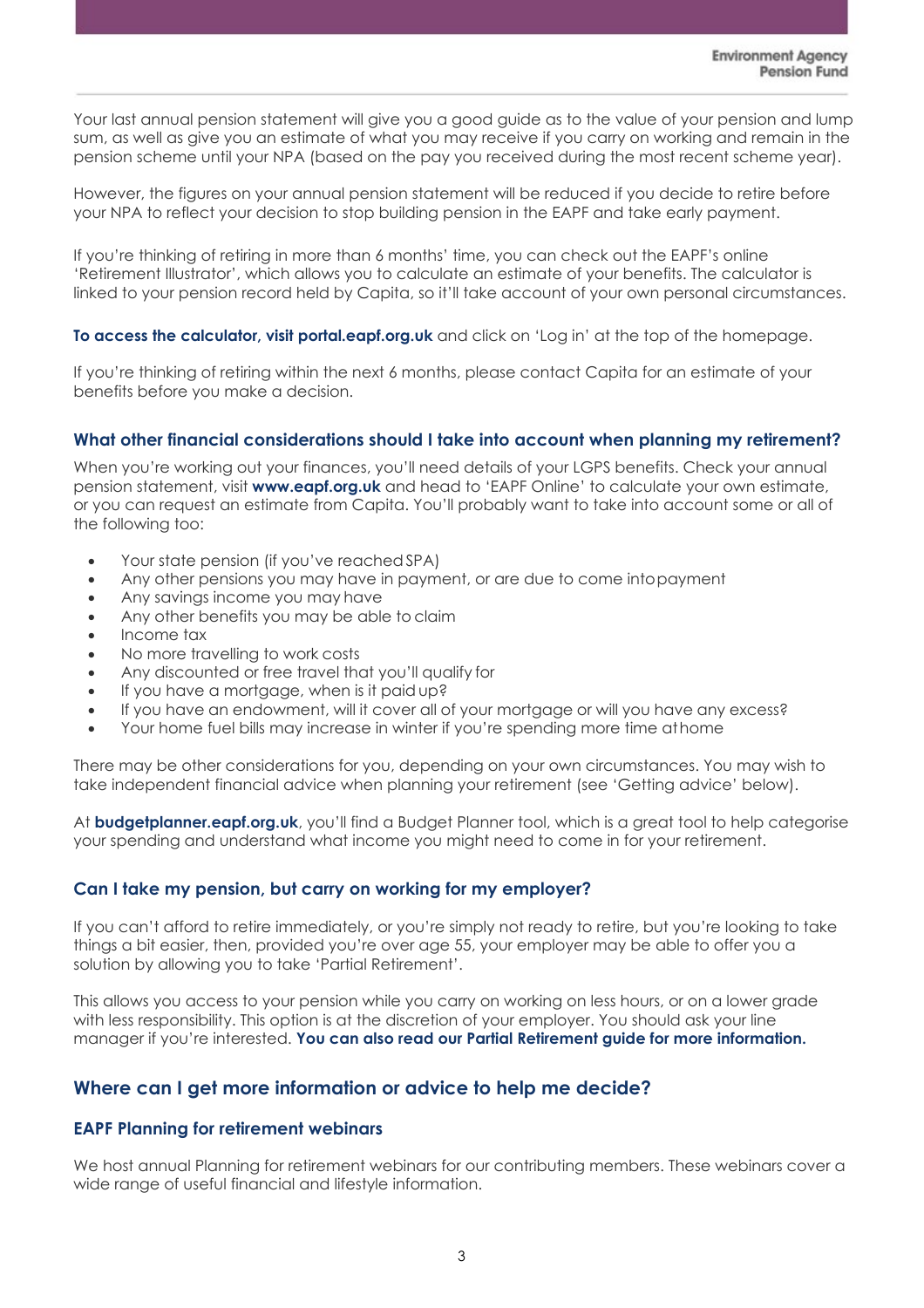Your last annual pension statement will give you a good guide as to the value of your pension and lump sum, as well as give you an estimate of what you may receive if you carry on working and remain in the pension scheme until your NPA (based on the pay you received during the most recent scheme year).

However, the figures on your annual pension statement will be reduced if you decide to retire before your NPA to reflect your decision to stop building pension in the EAPF and take early payment.

If you're thinking of retiring in more than 6 months' time, you can check out the EAPF's online 'Retirement Illustrator', which allows you to calculate an estimate of your benefits. The calculator is linked to your pension record held by Capita, so it'll take account of your own personal circumstances.

**To access the calculator, visit portal.eapf.org.uk** and click on 'Log in' at the top of the homepage.

If you're thinking of retiring within the next 6 months, please contact Capita for an estimate of your benefits before you make a decision.

### What other financial considerations should I take into account when planning my retirement?

When you're working out your finances, you'll need details of your LGPS benefits. Check your annual pension statement, visit **www.eapf.org.uk** and head to 'EAPF Online' to calculate your own estimate, or you can request an estimate from Capita. You'll probably want to take into account some or all of the following too:

- Your state pension (if you've reached SPA)
- Any other pensions you may have in payment, or are due to come into payment
- Any savings income you may have
- Any other benefits you may be able to claim
- Income tax
- No more travelling to work costs
- Any discounted or free travel that you'll qualify for
- If you have a mortgage, when is it paid up?
- If you have an endowment, will it cover all of your mortgage or will you have any excess?
- Your home fuel bills may increase in winter if you're spending more time at home

There may be other considerations for you, depending on your own circumstances. You may wish to take independent financial advice when planning your retirement (see 'Getting advice' below).

At **budgetplanner.eapf.org.uk**, you'll find a Budget Planner tool, which is a great tool to help categorise your spending and understand what income you might need to come in for your retirement.

### Can I take my pension, but carry on working for my employer?

If you can't afford to retire immediately, or you're simply not ready to retire, but you're looking to take things a bit easier, then, provided you're over age 55, your employer may be able to offer you a solution by allowing you to take 'Partial Retirement'.

This allows you access to your pension while you carry on working on less hours, or on a lower grade with less responsibility. This option is at the discretion of your employer. You should ask your line manager if you're interested. **You can also read our Partial Retirement guide for more information.**

## Where can I get more information or advice to help me decide?

### EAPF Planning for retirement webinars

We host annual Planning for retirement webinars for our contributing members. These webinars cover a wide range of useful financial and lifestyle information.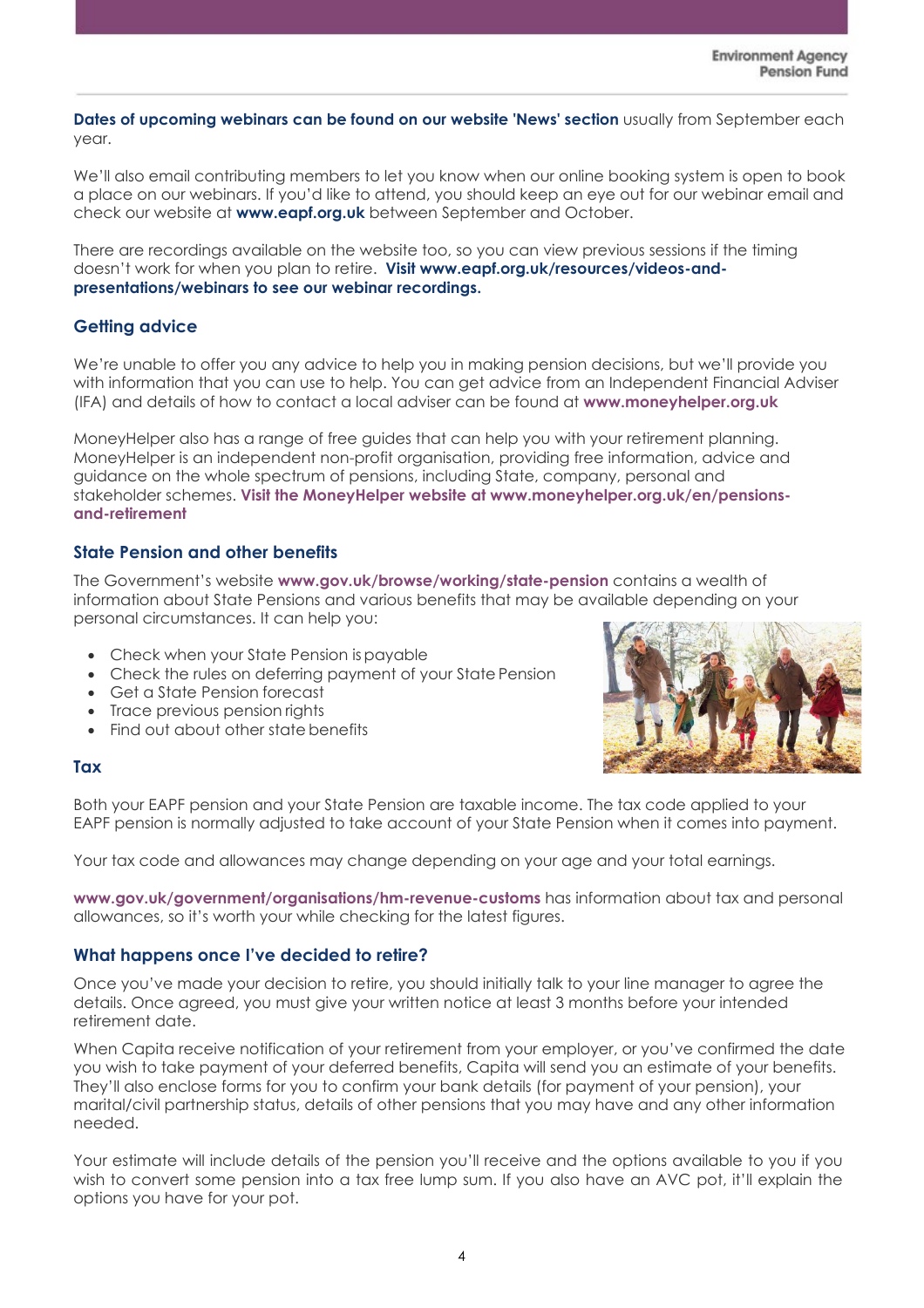**Dates of upcoming webinars can be found on our website 'News' section** usually from September each year.

We'll also email contributing members to let you know when our online booking system is open to book a place on our webinars. If you'd like to attend, you should keep an eye out for our webinar email and check our website at **www.eapf.org.uk** between September and October.

There are recordings available on the website too, so you can view previous sessions if the timing doesn't work for when you plan to retire. **Visit www.eapf.org.uk/resources/videos-and-presentations/webinars to see our webinar recordings.**

### Getting advice

We're unable to offer you any advice to help you in making pension decisions, but we'll provide you with information that you can use to help. You can get advice from an Independent Financial Adviser (IFA) and details of how to contact a local adviser can be found at **www.moneyhelper.org.uk**

MoneyHelper also has a range of free guides that can help you with your retirement planning. MoneyHelper is an independent non-profit organisation, providing free information, advice and guidance on the whole spectrum of pensions, including State, company, personal and stakeholder schemes. **Visit the MoneyHelper website at www.moneyhelper.org.uk/en/pensions-and-retirement**

### State Pension and other benefits

The Government's website **www.gov.uk/browse/working/state-pension** contains a wealth of information about State Pensions and various benefits that may be available depending on your personal circumstances. It can help you:

- Check when your State Pension is payable
- Check the rules on deferring payment of your State Pension
- Get a State Pension forecast
- Trace previous pension rights
- Find out about other state benefits

### Tax

Both your EAPF pension and your State Pension are taxable income. The tax code applied to your EAPF pension is normally adjusted to take account of your State Pension when it comes into payment.

Your tax code and allowances may change depending on your age and your total earnings.

**www.gov.uk/government/organisations/hm-revenue-customs** has information about tax and personal allowances, so it's worth your while checking for the latest figures.

### What happens once I've decided to retire?

Once you've made your decision to retire, you should initially talk to your line manager to agree the details. Once agreed, you must give your written notice at least 3 months before your intended retirement date.

When Capita receive notification of your retirement from your employer, or you've confirmed the date you wish to take payment of your deferred benefits, Capita will send you an estimate of your benefits. They'll also enclose forms for you to confirm your bank details (for payment of your pension), your marital/civil partnership status, details of other pensions that you may have and any other information needed.

Your estimate will include details of the pension you'll receive and the options available to you if you wish to convert some pension into a tax free lump sum. If you also have an AVC pot, it'll explain the options you have for your pot.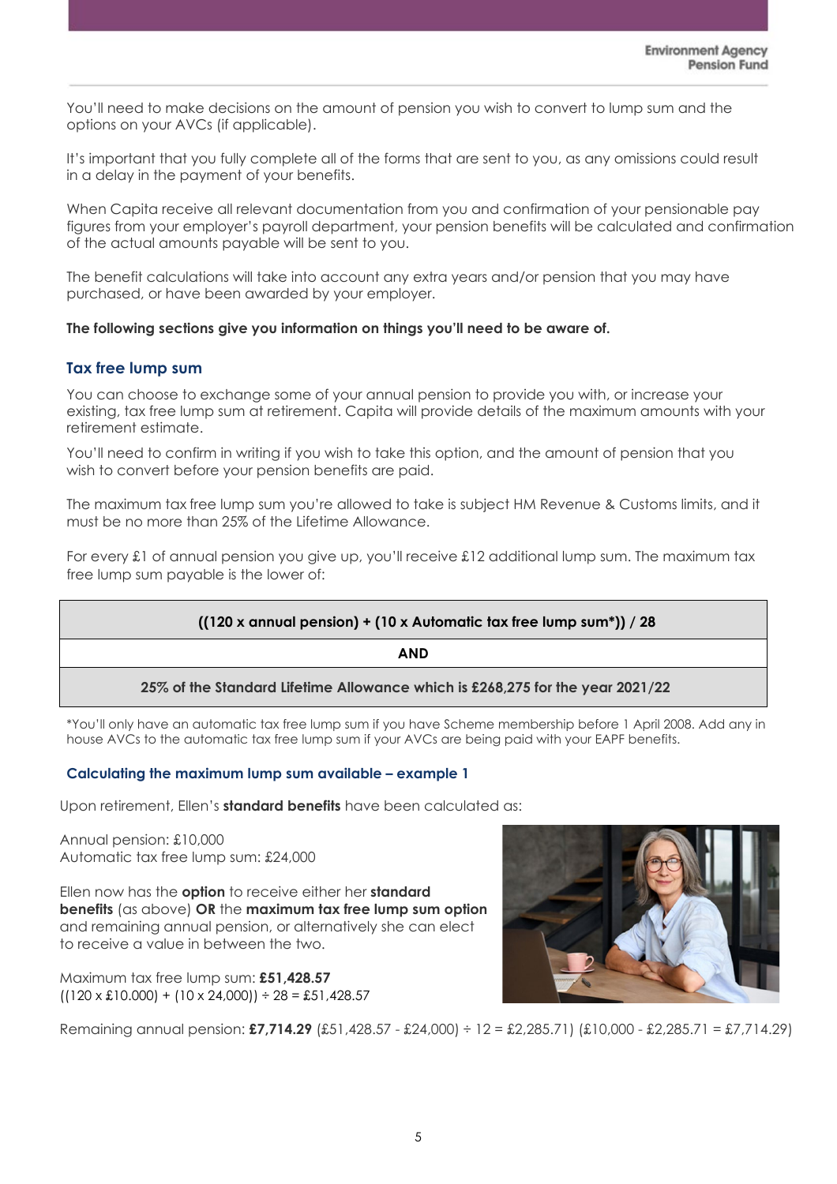You'll need to make decisions on the amount of pension you wish to convert to lump sum and the options on your AVCs (if applicable).

It's important that you fully complete all of the forms that are sent to you, as any omissions could result in a delay in the payment of your benefits.

When Capita receive all relevant documentation from you and confirmation of your pensionable pay figures from your employer's payroll department, your pension benefits will be calculated and confirmation of the actual amounts payable will be sent to you.

The benefit calculations will take into account any extra years and/or pension that you may have purchased, or have been awarded by your employer.

**The following sections give you information on things you'll need to be aware of.**

## Tax free lump sum

You can choose to exchange some of your annual pension to provide you with, or increase your existing, tax free lump sum at retirement. Capita will provide details of the maximum amounts with your retirement estimate.

You'll need to confirm in writing if you wish to take this option, and the amount of pension that you wish to convert before your pension benefits are paid.

The maximum tax free lump sum you're allowed to take is subject HM Revenue & Customs limits, and it must be no more than 25% of the Lifetime Allowance.

For every £1 of annual pension you give up, you'll receive £12 additional lump sum. The maximum tax free lump sum payable is the lower of:

| |
|---|
| **((120 x annual pension) + (10 x Automatic tax free lump sum*)) / 28** |
| **AND** |
| **25% of the Standard Lifetime Allowance which is £268,275 for the year 2021/22** |

*You'll only have an automatic tax free lump sum if you have Scheme membership before 1 April 2008. Add any in house AVCs to the automatic tax free lump sum if your AVCs are being paid with your EAPF benefits.

### Calculating the maximum lump sum available – example 1

Upon retirement, Ellen's **standard benefits** have been calculated as:

Annual pension: £10,000
Automatic tax free lump sum: £24,000

Ellen now has the **option** to receive either her **standard benefits** (as above) **OR** the **maximum tax free lump sum option** and remaining annual pension, or alternatively she can elect to receive a value in between the two.

Maximum tax free lump sum: **£51,428.57**
((120 x £10.000) + (10 x 24,000)) ÷ 28 = £51,428.57

Remaining annual pension: **£7,714.29** (£51,428.57 - £24,000) ÷ 12 = £2,285.71) (£10,000 - £2,285.71 = £7,714.29)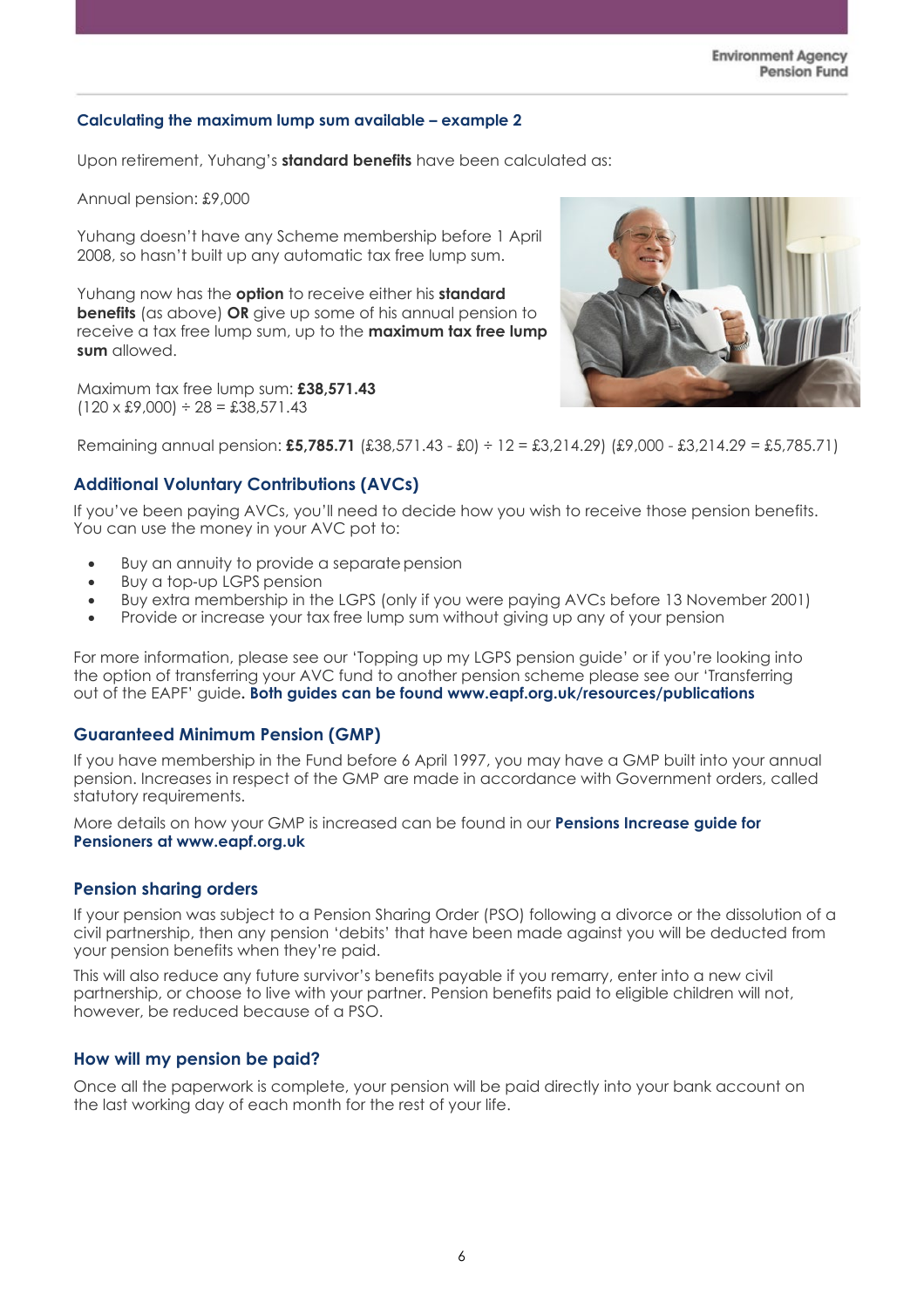### Calculating the maximum lump sum available – example 2

Upon retirement, Yuhang's **standard benefits** have been calculated as:

Annual pension: £9,000

Yuhang doesn't have any Scheme membership before 1 April 2008, so hasn't built up any automatic tax free lump sum.

Yuhang now has the **option** to receive either his **standard benefits** (as above) **OR** give up some of his annual pension to receive a tax free lump sum, up to the **maximum tax free lump sum** allowed.

Maximum tax free lump sum: **£38,571.43**
(120 x £9,000) ÷ 28 = £38,571.43

Remaining annual pension: **£5,785.71** (£38,571.43 - £0) ÷ 12 = £3,214.29) (£9,000 - £3,214.29 = £5,785.71)

## Additional Voluntary Contributions (AVCs)

If you've been paying AVCs, you'll need to decide how you wish to receive those pension benefits. You can use the money in your AVC pot to:

- Buy an annuity to provide a separate pension
- Buy a top-up LGPS pension
- Buy extra membership in the LGPS (only if you were paying AVCs before 13 November 2001)
- Provide or increase your tax free lump sum without giving up any of your pension

For more information, please see our 'Topping up my LGPS pension guide' or if you're looking into the option of transferring your AVC fund to another pension scheme please see our 'Transferring out of the EAPF' guide**. Both guides can be found www.eapf.org.uk/resources/publications**

## Guaranteed Minimum Pension (GMP)

If you have membership in the Fund before 6 April 1997, you may have a GMP built into your annual pension. Increases in respect of the GMP are made in accordance with Government orders, called statutory requirements.

More details on how your GMP is increased can be found in our **Pensions Increase guide for Pensioners at www.eapf.org.uk**

## Pension sharing orders

If your pension was subject to a Pension Sharing Order (PSO) following a divorce or the dissolution of a civil partnership, then any pension 'debits' that have been made against you will be deducted from your pension benefits when they're paid.

This will also reduce any future survivor's benefits payable if you remarry, enter into a new civil partnership, or choose to live with your partner. Pension benefits paid to eligible children will not, however, be reduced because of a PSO.

## How will my pension be paid?

Once all the paperwork is complete, your pension will be paid directly into your bank account on the last working day of each month for the rest of your life.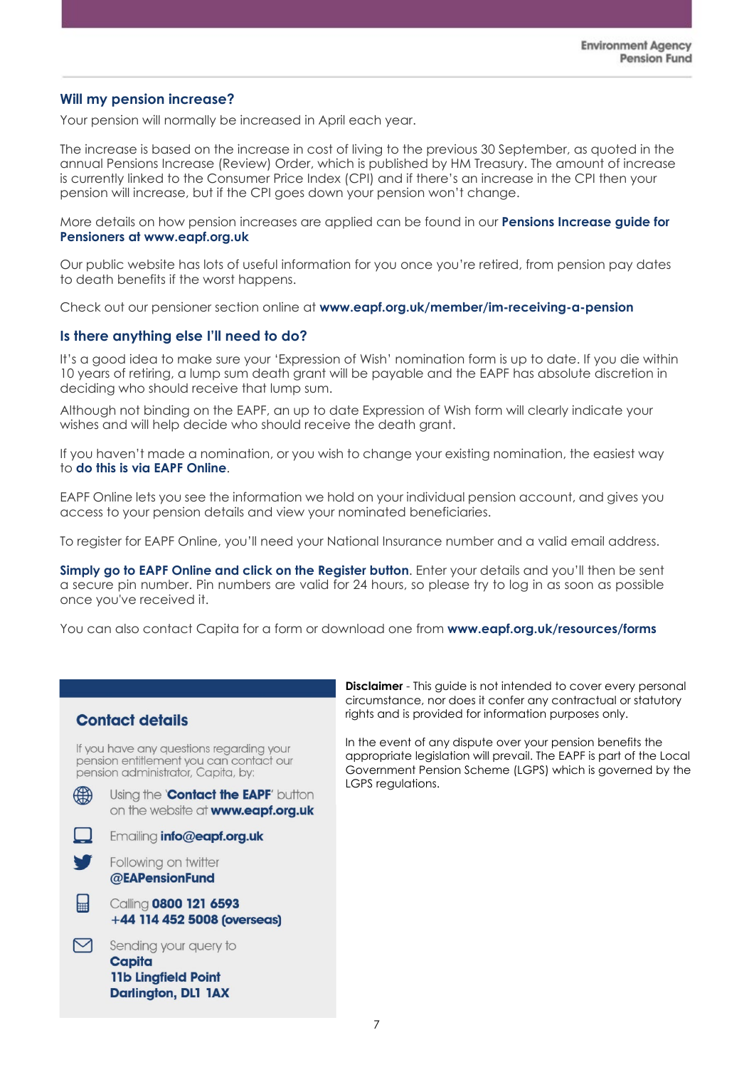## Will my pension increase?

Your pension will normally be increased in April each year.

The increase is based on the increase in cost of living to the previous 30 September, as quoted in the annual Pensions Increase (Review) Order, which is published by HM Treasury. The amount of increase is currently linked to the Consumer Price Index (CPI) and if there's an increase in the CPI then your pension will increase, but if the CPI goes down your pension won't change.

More details on how pension increases are applied can be found in our **Pensions Increase guide for Pensioners at www.eapf.org.uk**

Our public website has lots of useful information for you once you're retired, from pension pay dates to death benefits if the worst happens.

Check out our pensioner section online at **www.eapf.org.uk/member/im-receiving-a-pension**

## Is there anything else I'll need to do?

It's a good idea to make sure your 'Expression of Wish' nomination form is up to date. If you die within 10 years of retiring, a lump sum death grant will be payable and the EAPF has absolute discretion in deciding who should receive that lump sum.

Although not binding on the EAPF, an up to date Expression of Wish form will clearly indicate your wishes and will help decide who should receive the death grant.

If you haven't made a nomination, or you wish to change your existing nomination, the easiest way to **do this is via EAPF Online**.

EAPF Online lets you see the information we hold on your individual pension account, and gives you access to your pension details and view your nominated beneficiaries.

To register for EAPF Online, you'll need your National Insurance number and a valid email address.

**Simply go to EAPF Online and click on the Register button**. Enter your details and you'll then be sent a secure pin number. Pin numbers are valid for 24 hours, so please try to log in as soon as possible once you've received it.

You can also contact Capita for a form or download one from **www.eapf.org.uk/resources/forms**

### Contact details

If you have any questions regarding your pension entitlement you can contact our pension administrator, Capita, by:

- Using the '**Contact the EAPF**' button on the website at **www.eapf.org.uk**
- Emailing **info@eapf.org.uk**
- Following on twitter **@EAPensionFund**
- Calling **0800 121 6593** **+44 114 452 5008 (overseas)**
- Sending your query to **Capita** **11b Lingfield Point** **Darlington, DL1 1AX**

**Disclaimer** - This guide is not intended to cover every personal circumstance, nor does it confer any contractual or statutory rights and is provided for information purposes only.

In the event of any dispute over your pension benefits the appropriate legislation will prevail. The EAPF is part of the Local Government Pension Scheme (LGPS) which is governed by the LGPS regulations.